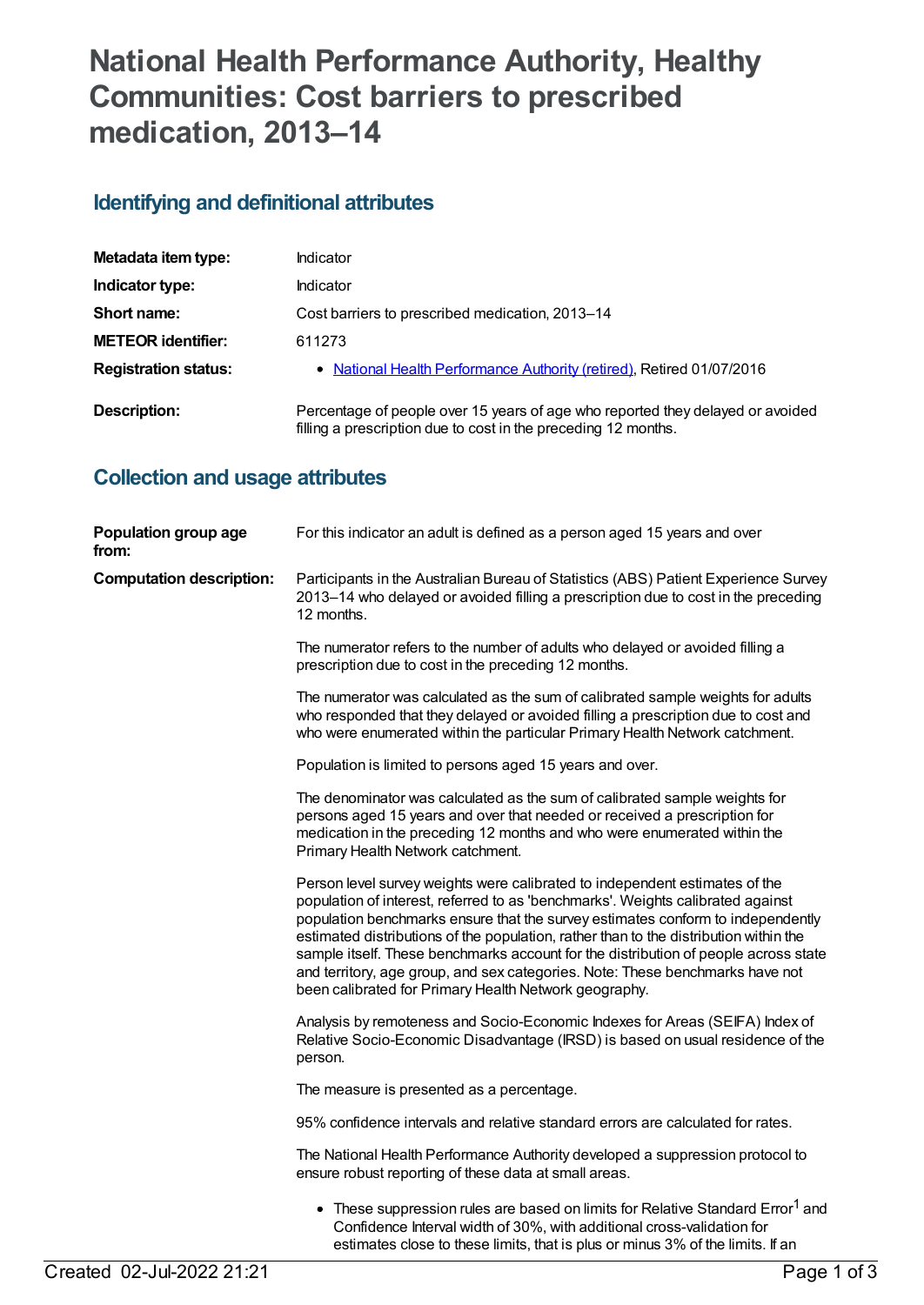# National Health Performance Authority, Healthy Communities: Cost barriers to prescribed medication, 2013–14

## Identifying and definitional attributes

| | |
|---|---|
| **Metadata item type:** | Indicator |
| **Indicator type:** | Indicator |
| **Short name:** | Cost barriers to prescribed medication, 2013–14 |
| **METEOR identifier:** | 611273 |
| **Registration status:** | • National Health Performance Authority (retired), Retired 01/07/2016 |
| **Description:** | Percentage of people over 15 years of age who reported they delayed or avoided filling a prescription due to cost in the preceding 12 months. |

## Collection and usage attributes

**Population group age from:** For this indicator an adult is defined as a person aged 15 years and over

**Computation description:** Participants in the Australian Bureau of Statistics (ABS) Patient Experience Survey 2013–14 who delayed or avoided filling a prescription due to cost in the preceding 12 months.

The numerator refers to the number of adults who delayed or avoided filling a prescription due to cost in the preceding 12 months.

The numerator was calculated as the sum of calibrated sample weights for adults who responded that they delayed or avoided filling a prescription due to cost and who were enumerated within the particular Primary Health Network catchment.

Population is limited to persons aged 15 years and over.

The denominator was calculated as the sum of calibrated sample weights for persons aged 15 years and over that needed or received a prescription for medication in the preceding 12 months and who were enumerated within the Primary Health Network catchment.

Person level survey weights were calibrated to independent estimates of the population of interest, referred to as 'benchmarks'. Weights calibrated against population benchmarks ensure that the survey estimates conform to independently estimated distributions of the population, rather than to the distribution within the sample itself. These benchmarks account for the distribution of people across state and territory, age group, and sex categories. Note: These benchmarks have not been calibrated for Primary Health Network geography.

Analysis by remoteness and Socio-Economic Indexes for Areas (SEIFA) Index of Relative Socio-Economic Disadvantage (IRSD) is based on usual residence of the person.

The measure is presented as a percentage.

95% confidence intervals and relative standard errors are calculated for rates.

The National Health Performance Authority developed a suppression protocol to ensure robust reporting of these data at small areas.

- These suppression rules are based on limits for Relative Standard Error[1] and Confidence Interval width of 30%, with additional cross-validation for estimates close to these limits, that is plus or minus 3% of the limits. If an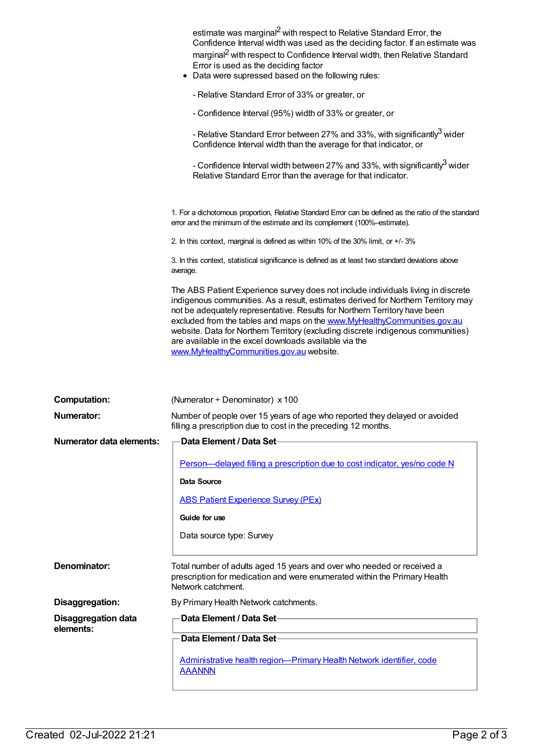estimate was marginal[2] with respect to Relative Standard Error, the Confidence Interval width was used as the deciding factor. If an estimate was marginal[2] with respect to Confidence Interval width, then Relative Standard Error is used as the deciding factor

- Data were supressed based on the following rules:

  - Relative Standard Error of 33% or greater, or

  - Confidence Interval (95%) width of 33% or greater, or

  - Relative Standard Error between 27% and 33%, with significantly[3] wider Confidence Interval width than the average for that indicator, or

  - Confidence Interval width between 27% and 33%, with significantly[3] wider Relative Standard Error than the average for that indicator.

1. For a dichotomous proportion, Relative Standard Error can be defined as the ratio of the standard error and the minimum of the estimate and its complement (100%–estimate).

2. In this context, marginal is defined as within 10% of the 30% limit, or +/- 3%

3. In this context, statistical significance is defined as at least two standard deviations above average.

The ABS Patient Experience survey does not include individuals living in discrete indigenous communities. As a result, estimates derived for Northern Territory may not be adequately representative. Results for Northern Territory have been excluded from the tables and maps on the www.MyHealthyCommunities.gov.au website. Data for Northern Territory (excluding discrete indigenous communities) are available in the excel downloads available via the www.MyHealthyCommunities.gov.au website.

**Computation:** (Numerator ÷ Denominator) x 100

**Numerator:** Number of people over 15 years of age who reported they delayed or avoided filling a prescription due to cost in the preceding 12 months.

**Numerator data elements:**

**Data Element / Data Set**

Person—delayed filling a prescription due to cost indicator, yes/no code N

**Data Source**

ABS Patient Experience Survey (PEx)

**Guide for use**

Data source type: Survey

**Denominator:** Total number of adults aged 15 years and over who needed or received a prescription for medication and were enumerated within the Primary Health Network catchment.

**Disaggregation:** By Primary Health Network catchments.

**Disaggregation data elements:**

**Data Element / Data Set**

**Data Element / Data Set**

Administrative health region—Primary Health Network identifier, code AAANNN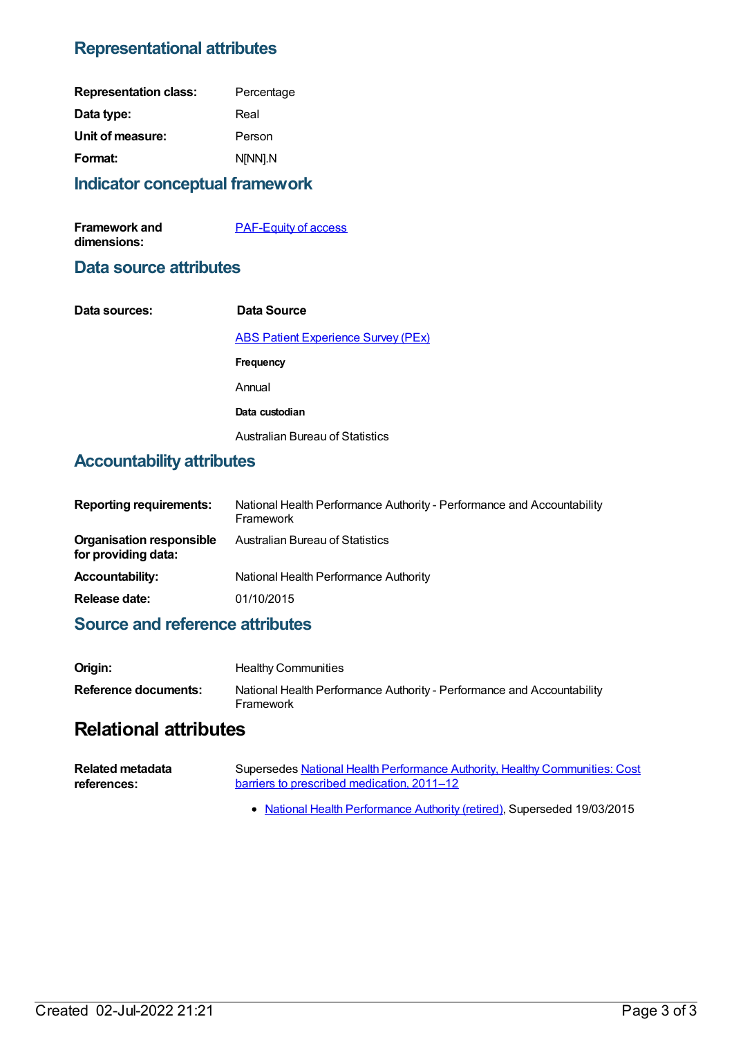## Representational attributes

**Representation class:** Percentage

**Data type:** Real

**Unit of measure:** Person

**Format:** N[NN].N

## Indicator conceptual framework

**Framework and dimensions:** PAF-Equity of access

## Data source attributes

**Data sources:**

**Data Source**

ABS Patient Experience Survey (PEx)

**Frequency**

Annual

**Data custodian**

Australian Bureau of Statistics

## Accountability attributes

**Reporting requirements:** National Health Performance Authority - Performance and Accountability Framework

**Organisation responsible for providing data:** Australian Bureau of Statistics

**Accountability:** National Health Performance Authority

**Release date:** 01/10/2015

## Source and reference attributes

**Origin:** Healthy Communities

**Reference documents:** National Health Performance Authority - Performance and Accountability Framework

# Relational attributes

**Related metadata references:**

Supersedes National Health Performance Authority, Healthy Communities: Cost barriers to prescribed medication, 2011–12

- National Health Performance Authority (retired), Superseded 19/03/2015